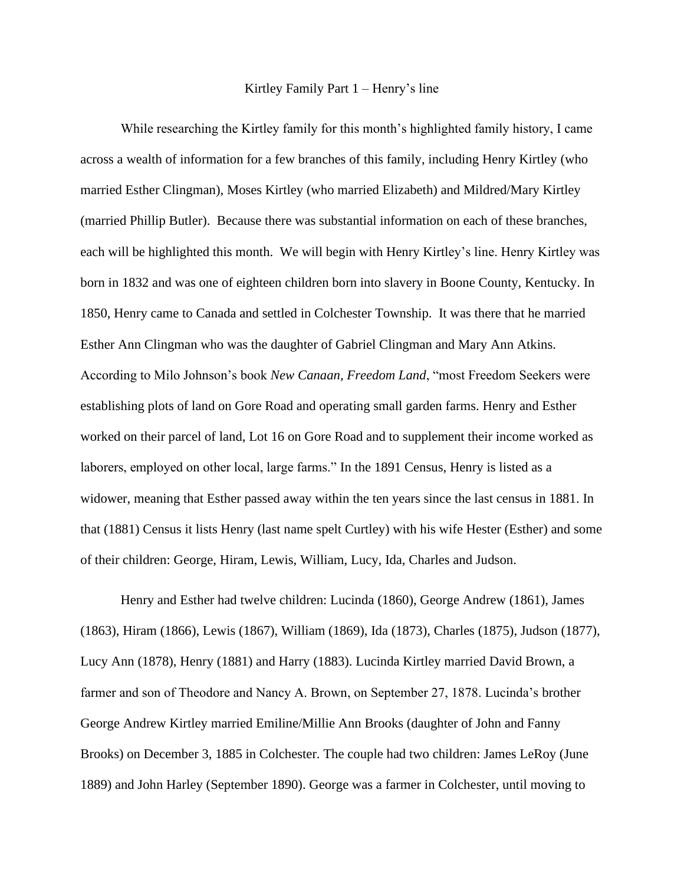# Kirtley Family Part 1 – Henry's line

While researching the Kirtley family for this month's highlighted family history, I came across a wealth of information for a few branches of this family, including Henry Kirtley (who married Esther Clingman), Moses Kirtley (who married Elizabeth) and Mildred/Mary Kirtley (married Phillip Butler). Because there was substantial information on each of these branches, each will be highlighted this month. We will begin with Henry Kirtley's line. Henry Kirtley was born in 1832 and was one of eighteen children born into slavery in Boone County, Kentucky. In 1850, Henry came to Canada and settled in Colchester Township. It was there that he married Esther Ann Clingman who was the daughter of Gabriel Clingman and Mary Ann Atkins. According to Milo Johnson's book *New Canaan, Freedom Land*, "most Freedom Seekers were establishing plots of land on Gore Road and operating small garden farms. Henry and Esther worked on their parcel of land, Lot 16 on Gore Road and to supplement their income worked as laborers, employed on other local, large farms." In the 1891 Census, Henry is listed as a widower, meaning that Esther passed away within the ten years since the last census in 1881. In that (1881) Census it lists Henry (last name spelt Curtley) with his wife Hester (Esther) and some of their children: George, Hiram, Lewis, William, Lucy, Ida, Charles and Judson.

Henry and Esther had twelve children: Lucinda (1860), George Andrew (1861), James (1863), Hiram (1866), Lewis (1867), William (1869), Ida (1873), Charles (1875), Judson (1877), Lucy Ann (1878), Henry (1881) and Harry (1883). Lucinda Kirtley married David Brown, a farmer and son of Theodore and Nancy A. Brown, on September 27, 1878. Lucinda's brother George Andrew Kirtley married Emiline/Millie Ann Brooks (daughter of John and Fanny Brooks) on December 3, 1885 in Colchester. The couple had two children: James LeRoy (June 1889) and John Harley (September 1890). George was a farmer in Colchester, until moving to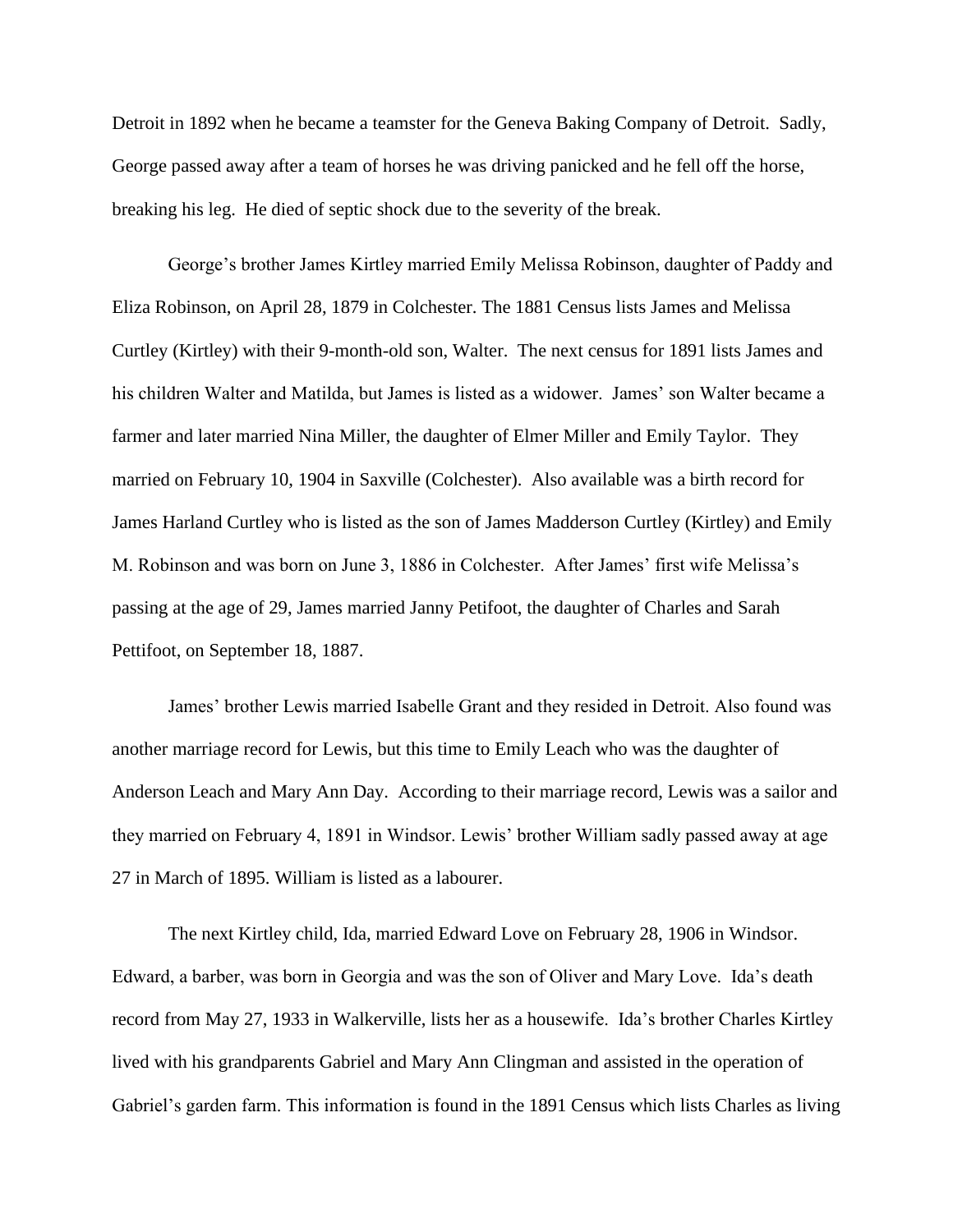Detroit in 1892 when he became a teamster for the Geneva Baking Company of Detroit. Sadly, George passed away after a team of horses he was driving panicked and he fell off the horse, breaking his leg. He died of septic shock due to the severity of the break.

George's brother James Kirtley married Emily Melissa Robinson, daughter of Paddy and Eliza Robinson, on April 28, 1879 in Colchester. The 1881 Census lists James and Melissa Curtley (Kirtley) with their 9-month-old son, Walter. The next census for 1891 lists James and his children Walter and Matilda, but James is listed as a widower. James' son Walter became a farmer and later married Nina Miller, the daughter of Elmer Miller and Emily Taylor. They married on February 10, 1904 in Saxville (Colchester). Also available was a birth record for James Harland Curtley who is listed as the son of James Madderson Curtley (Kirtley) and Emily M. Robinson and was born on June 3, 1886 in Colchester. After James' first wife Melissa's passing at the age of 29, James married Janny Petifoot, the daughter of Charles and Sarah Pettifoot, on September 18, 1887.

James' brother Lewis married Isabelle Grant and they resided in Detroit. Also found was another marriage record for Lewis, but this time to Emily Leach who was the daughter of Anderson Leach and Mary Ann Day. According to their marriage record, Lewis was a sailor and they married on February 4, 1891 in Windsor. Lewis' brother William sadly passed away at age 27 in March of 1895. William is listed as a labourer.

The next Kirtley child, Ida, married Edward Love on February 28, 1906 in Windsor. Edward, a barber, was born in Georgia and was the son of Oliver and Mary Love. Ida's death record from May 27, 1933 in Walkerville, lists her as a housewife. Ida's brother Charles Kirtley lived with his grandparents Gabriel and Mary Ann Clingman and assisted in the operation of Gabriel's garden farm. This information is found in the 1891 Census which lists Charles as living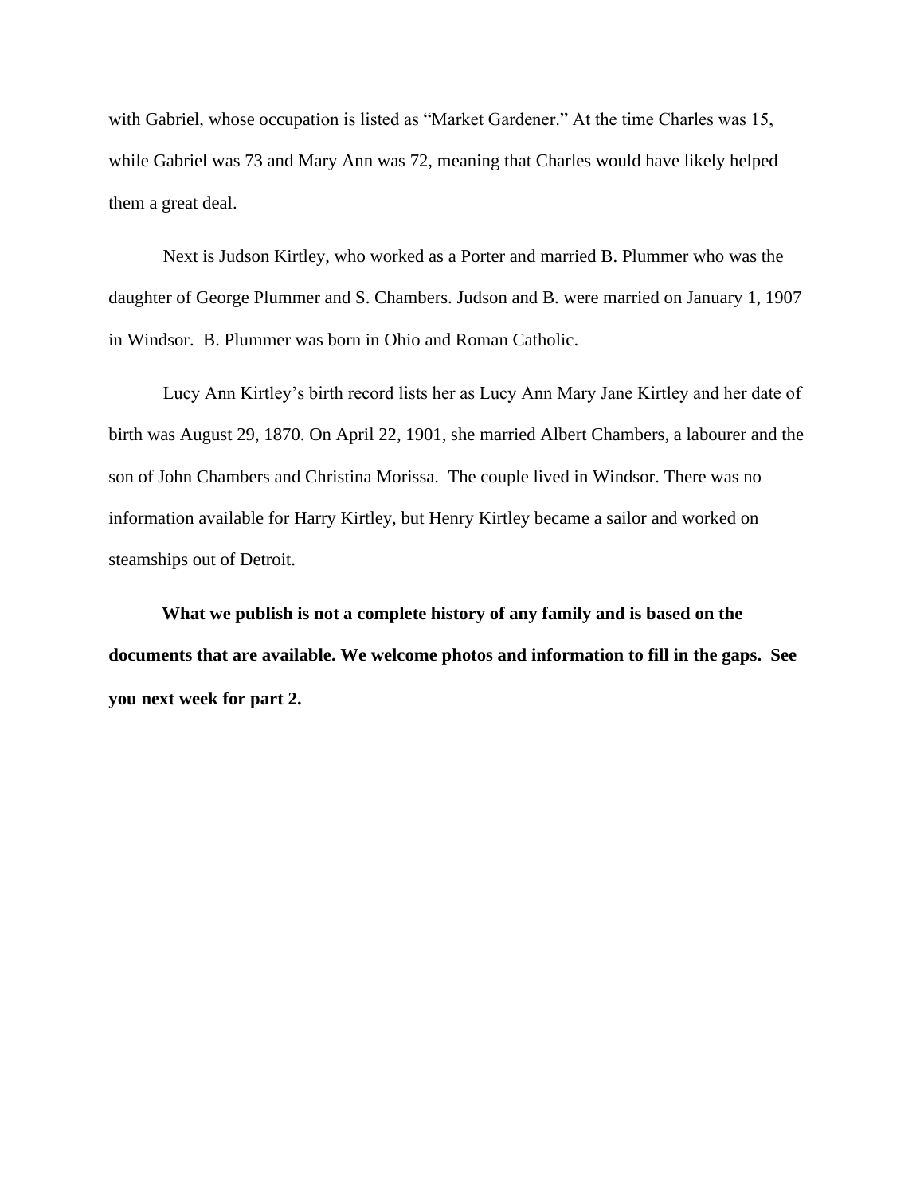with Gabriel, whose occupation is listed as "Market Gardener." At the time Charles was 15, while Gabriel was 73 and Mary Ann was 72, meaning that Charles would have likely helped them a great deal.

Next is Judson Kirtley, who worked as a Porter and married B. Plummer who was the daughter of George Plummer and S. Chambers. Judson and B. were married on January 1, 1907 in Windsor. B. Plummer was born in Ohio and Roman Catholic.

Lucy Ann Kirtley's birth record lists her as Lucy Ann Mary Jane Kirtley and her date of birth was August 29, 1870. On April 22, 1901, she married Albert Chambers, a labourer and the son of John Chambers and Christina Morissa. The couple lived in Windsor. There was no information available for Harry Kirtley, but Henry Kirtley became a sailor and worked on steamships out of Detroit.

**What we publish is not a complete history of any family and is based on the documents that are available. We welcome photos and information to fill in the gaps. See you next week for part 2.**